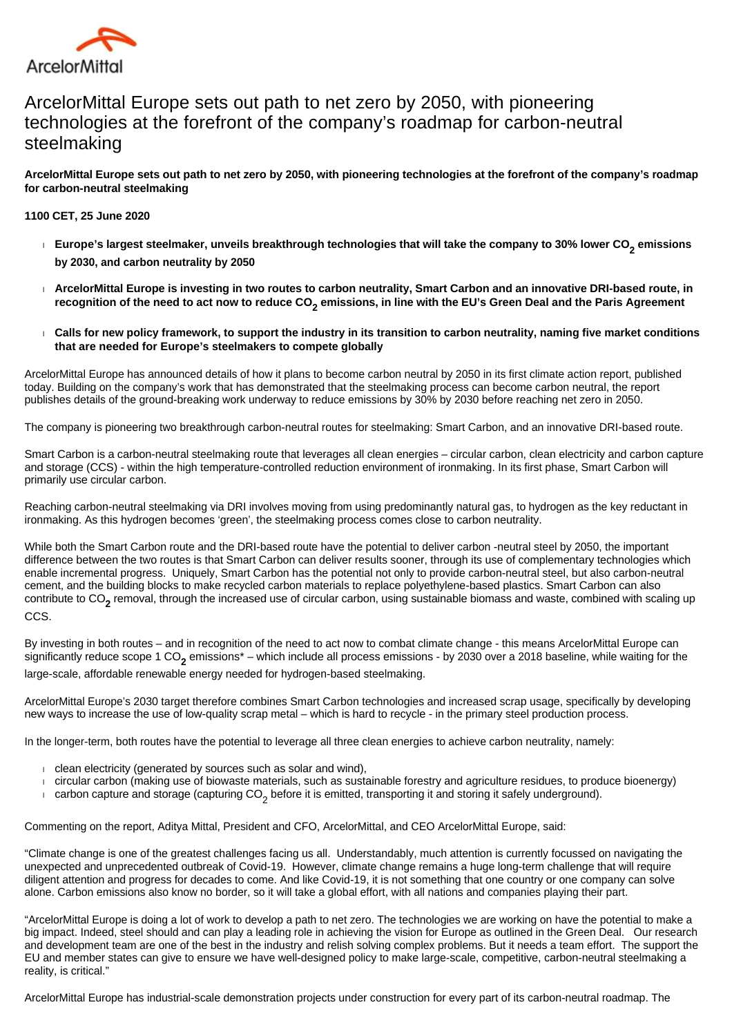ArcelorMittal

# ArcelorMittal Europe sets out path to net zero by 2050, with pioneering technologies at the forefront of the company's roadmap for carbon-neutral steelmaking

**ArcelorMittal Europe sets out path to net zero by 2050, with pioneering technologies at the forefront of the company's roadmap for carbon-neutral steelmaking**

**1100 CET, 25 June 2020**

- **Europe's largest steelmaker, unveils breakthrough technologies that will take the company to 30% lower $CO_2$ emissions by 2030, and carbon neutrality by 2050**
- **ArcelorMittal Europe is investing in two routes to carbon neutrality, Smart Carbon and an innovative DRI-based route, in recognition of the need to act now to reduce $CO_2$ emissions, in line with the EU's Green Deal and the Paris Agreement**
- **Calls for new policy framework, to support the industry in its transition to carbon neutrality, naming five market conditions that are needed for Europe's steelmakers to compete globally**

ArcelorMittal Europe has announced details of how it plans to become carbon neutral by 2050 in its first climate action report, published today. Building on the company's work that has demonstrated that the steelmaking process can become carbon neutral, the report publishes details of the ground-breaking work underway to reduce emissions by 30% by 2030 before reaching net zero in 2050.

The company is pioneering two breakthrough carbon-neutral routes for steelmaking: Smart Carbon, and an innovative DRI-based route.

Smart Carbon is a carbon-neutral steelmaking route that leverages all clean energies – circular carbon, clean electricity and carbon capture and storage (CCS) - within the high temperature-controlled reduction environment of ironmaking. In its first phase, Smart Carbon will primarily use circular carbon.

Reaching carbon-neutral steelmaking via DRI involves moving from using predominantly natural gas, to hydrogen as the key reductant in ironmaking. As this hydrogen becomes 'green', the steelmaking process comes close to carbon neutrality.

While both the Smart Carbon route and the DRI-based route have the potential to deliver carbon -neutral steel by 2050, the important difference between the two routes is that Smart Carbon can deliver results sooner, through its use of complementary technologies which enable incremental progress. Uniquely, Smart Carbon has the potential not only to provide carbon-neutral steel, but also carbon-neutral cement, and the building blocks to make recycled carbon materials to replace polyethylene-based plastics. Smart Carbon can also contribute to $CO_2$ removal, through the increased use of circular carbon, using sustainable biomass and waste, combined with scaling up CCS.

By investing in both routes – and in recognition of the need to act now to combat climate change - this means ArcelorMittal Europe can significantly reduce scope 1 $CO_2$ emissions* – which include all process emissions - by 2030 over a 2018 baseline, while waiting for the large-scale, affordable renewable energy needed for hydrogen-based steelmaking.

ArcelorMittal Europe's 2030 target therefore combines Smart Carbon technologies and increased scrap usage, specifically by developing new ways to increase the use of low-quality scrap metal – which is hard to recycle - in the primary steel production process.

In the longer-term, both routes have the potential to leverage all three clean energies to achieve carbon neutrality, namely:

- clean electricity (generated by sources such as solar and wind),
- circular carbon (making use of biowaste materials, such as sustainable forestry and agriculture residues, to produce bioenergy)
- carbon capture and storage (capturing $CO_2$ before it is emitted, transporting it and storing it safely underground).

Commenting on the report, Aditya Mittal, President and CFO, ArcelorMittal, and CEO ArcelorMittal Europe, said:

"Climate change is one of the greatest challenges facing us all. Understandably, much attention is currently focussed on navigating the unexpected and unprecedented outbreak of Covid-19. However, climate change remains a huge long-term challenge that will require diligent attention and progress for decades to come. And like Covid-19, it is not something that one country or one company can solve alone. Carbon emissions also know no border, so it will take a global effort, with all nations and companies playing their part.

"ArcelorMittal Europe is doing a lot of work to develop a path to net zero. The technologies we are working on have the potential to make a big impact. Indeed, steel should and can play a leading role in achieving the vision for Europe as outlined in the Green Deal. Our research and development team are one of the best in the industry and relish solving complex problems. But it needs a team effort. The support the EU and member states can give to ensure we have well-designed policy to make large-scale, competitive, carbon-neutral steelmaking a reality, is critical."

ArcelorMittal Europe has industrial-scale demonstration projects under construction for every part of its carbon-neutral roadmap. The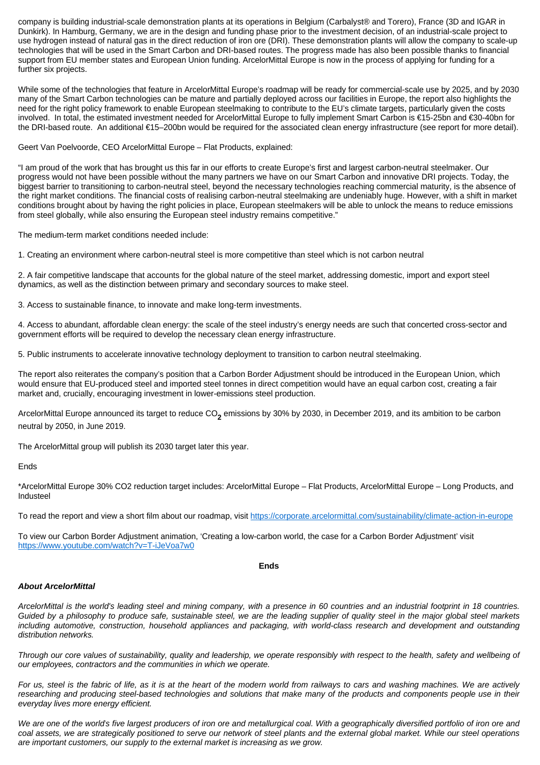company is building industrial-scale demonstration plants at its operations in Belgium (Carbalyst® and Torero), France (3D and IGAR in Dunkirk). In Hamburg, Germany, we are in the design and funding phase prior to the investment decision, of an industrial-scale project to use hydrogen instead of natural gas in the direct reduction of iron ore (DRI). These demonstration plants will allow the company to scale-up technologies that will be used in the Smart Carbon and DRI-based routes. The progress made has also been possible thanks to financial support from EU member states and European Union funding. ArcelorMittal Europe is now in the process of applying for funding for a further six projects.

While some of the technologies that feature in ArcelorMittal Europe's roadmap will be ready for commercial-scale use by 2025, and by 2030 many of the Smart Carbon technologies can be mature and partially deployed across our facilities in Europe, the report also highlights the need for the right policy framework to enable European steelmaking to contribute to the EU's climate targets, particularly given the costs involved. In total, the estimated investment needed for ArcelorMittal Europe to fully implement Smart Carbon is €15-25bn and €30-40bn for the DRI-based route. An additional €15–200bn would be required for the associated clean energy infrastructure (see report for more detail).

Geert Van Poelvoorde, CEO ArcelorMittal Europe – Flat Products, explained:

"I am proud of the work that has brought us this far in our efforts to create Europe's first and largest carbon-neutral steelmaker. Our progress would not have been possible without the many partners we have on our Smart Carbon and innovative DRI projects. Today, the biggest barrier to transitioning to carbon-neutral steel, beyond the necessary technologies reaching commercial maturity, is the absence of the right market conditions. The financial costs of realising carbon-neutral steelmaking are undeniably huge. However, with a shift in market conditions brought about by having the right policies in place, European steelmakers will be able to unlock the means to reduce emissions from steel globally, while also ensuring the European steel industry remains competitive."

The medium-term market conditions needed include:

1. Creating an environment where carbon-neutral steel is more competitive than steel which is not carbon neutral

2. A fair competitive landscape that accounts for the global nature of the steel market, addressing domestic, import and export steel dynamics, as well as the distinction between primary and secondary sources to make steel.

3. Access to sustainable finance, to innovate and make long-term investments.

4. Access to abundant, affordable clean energy: the scale of the steel industry's energy needs are such that concerted cross-sector and government efforts will be required to develop the necessary clean energy infrastructure.

5. Public instruments to accelerate innovative technology deployment to transition to carbon neutral steelmaking.

The report also reiterates the company's position that a Carbon Border Adjustment should be introduced in the European Union, which would ensure that EU-produced steel and imported steel tonnes in direct competition would have an equal carbon cost, creating a fair market and, crucially, encouraging investment in lower-emissions steel production.

ArcelorMittal Europe announced its target to reduce $CO_2$ emissions by 30% by 2030, in December 2019, and its ambition to be carbon neutral by 2050, in June 2019.

The ArcelorMittal group will publish its 2030 target later this year.

Ends

*ArcelorMittal Europe 30% CO2 reduction target includes: ArcelorMittal Europe – Flat Products, ArcelorMittal Europe – Long Products, and Industeel

To read the report and view a short film about our roadmap, visit https://corporate.arcelormittal.com/sustainability/climate-action-in-europe

To view our Carbon Border Adjustment animation, 'Creating a low-carbon world, the case for a Carbon Border Adjustment' visit https://www.youtube.com/watch?v=T-iJeVoa7w0

**Ends**

***About ArcelorMittal***

*ArcelorMittal is the world's leading steel and mining company, with a presence in 60 countries and an industrial footprint in 18 countries. Guided by a philosophy to produce safe, sustainable steel, we are the leading supplier of quality steel in the major global steel markets including automotive, construction, household appliances and packaging, with world-class research and development and outstanding distribution networks.*

*Through our core values of sustainability, quality and leadership, we operate responsibly with respect to the health, safety and wellbeing of our employees, contractors and the communities in which we operate.*

*For us, steel is the fabric of life, as it is at the heart of the modern world from railways to cars and washing machines. We are actively researching and producing steel-based technologies and solutions that make many of the products and components people use in their everyday lives more energy efficient.*

*We are one of the world's five largest producers of iron ore and metallurgical coal. With a geographically diversified portfolio of iron ore and coal assets, we are strategically positioned to serve our network of steel plants and the external global market. While our steel operations are important customers, our supply to the external market is increasing as we grow.*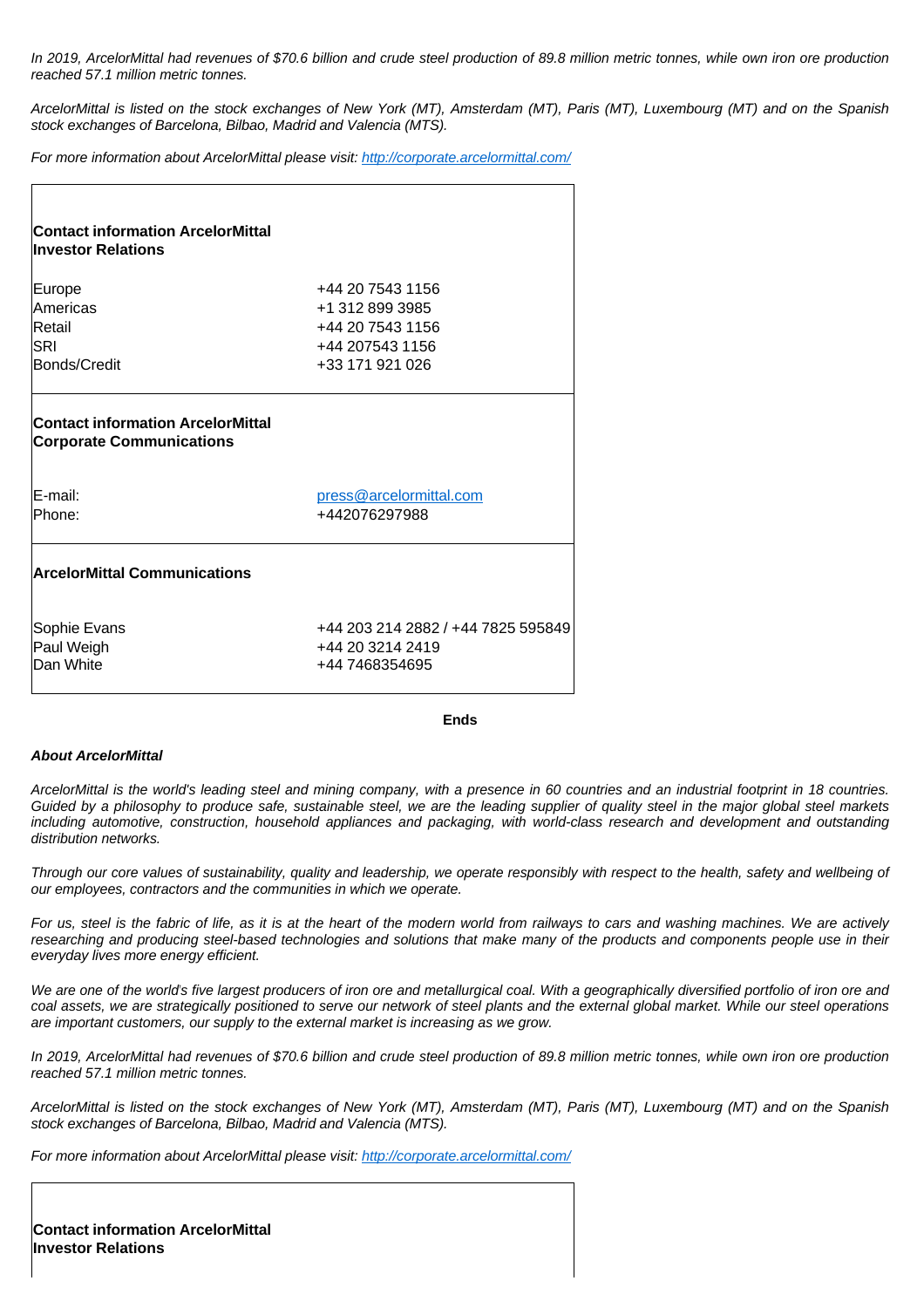*In 2019, ArcelorMittal had revenues of $70.6 billion and crude steel production of 89.8 million metric tonnes, while own iron ore production reached 57.1 million metric tonnes.*

*ArcelorMittal is listed on the stock exchanges of New York (MT), Amsterdam (MT), Paris (MT), Luxembourg (MT) and on the Spanish stock exchanges of Barcelona, Bilbao, Madrid and Valencia (MTS).*

*For more information about ArcelorMittal please visit: [http://corporate.arcelormittal.com/](http://corporate.arcelormittal.com/)*

| **Contact information ArcelorMittal Investor Relations** | |
|---|---|
| Europe | +44 20 7543 1156 |
| Americas | +1 312 899 3985 |
| Retail | +44 20 7543 1156 |
| SRI | +44 207543 1156 |
| Bonds/Credit | +33 171 921 026 |
| **Contact information ArcelorMittal Corporate Communications** | |
| E-mail: | [press@arcelormittal.com](mailto:press@arcelormittal.com) |
| Phone: | +442076297988 |
| **ArcelorMittal Communications** | |
| Sophie Evans | +44 203 214 2882 / +44 7825 595849 |
| Paul Weigh | +44 20 3214 2419 |
| Dan White | +44 7468354695 |

**Ends**

***About ArcelorMittal***

*ArcelorMittal is the world's leading steel and mining company, with a presence in 60 countries and an industrial footprint in 18 countries. Guided by a philosophy to produce safe, sustainable steel, we are the leading supplier of quality steel in the major global steel markets including automotive, construction, household appliances and packaging, with world-class research and development and outstanding distribution networks.*

*Through our core values of sustainability, quality and leadership, we operate responsibly with respect to the health, safety and wellbeing of our employees, contractors and the communities in which we operate.*

*For us, steel is the fabric of life, as it is at the heart of the modern world from railways to cars and washing machines. We are actively researching and producing steel-based technologies and solutions that make many of the products and components people use in their everyday lives more energy efficient.*

*We are one of the world's five largest producers of iron ore and metallurgical coal. With a geographically diversified portfolio of iron ore and coal assets, we are strategically positioned to serve our network of steel plants and the external global market. While our steel operations are important customers, our supply to the external market is increasing as we grow.*

*In 2019, ArcelorMittal had revenues of $70.6 billion and crude steel production of 89.8 million metric tonnes, while own iron ore production reached 57.1 million metric tonnes.*

*ArcelorMittal is listed on the stock exchanges of New York (MT), Amsterdam (MT), Paris (MT), Luxembourg (MT) and on the Spanish stock exchanges of Barcelona, Bilbao, Madrid and Valencia (MTS).*

*For more information about ArcelorMittal please visit: [http://corporate.arcelormittal.com/](http://corporate.arcelormittal.com/)*

| **Contact information ArcelorMittal Investor Relations** | |
|---|---|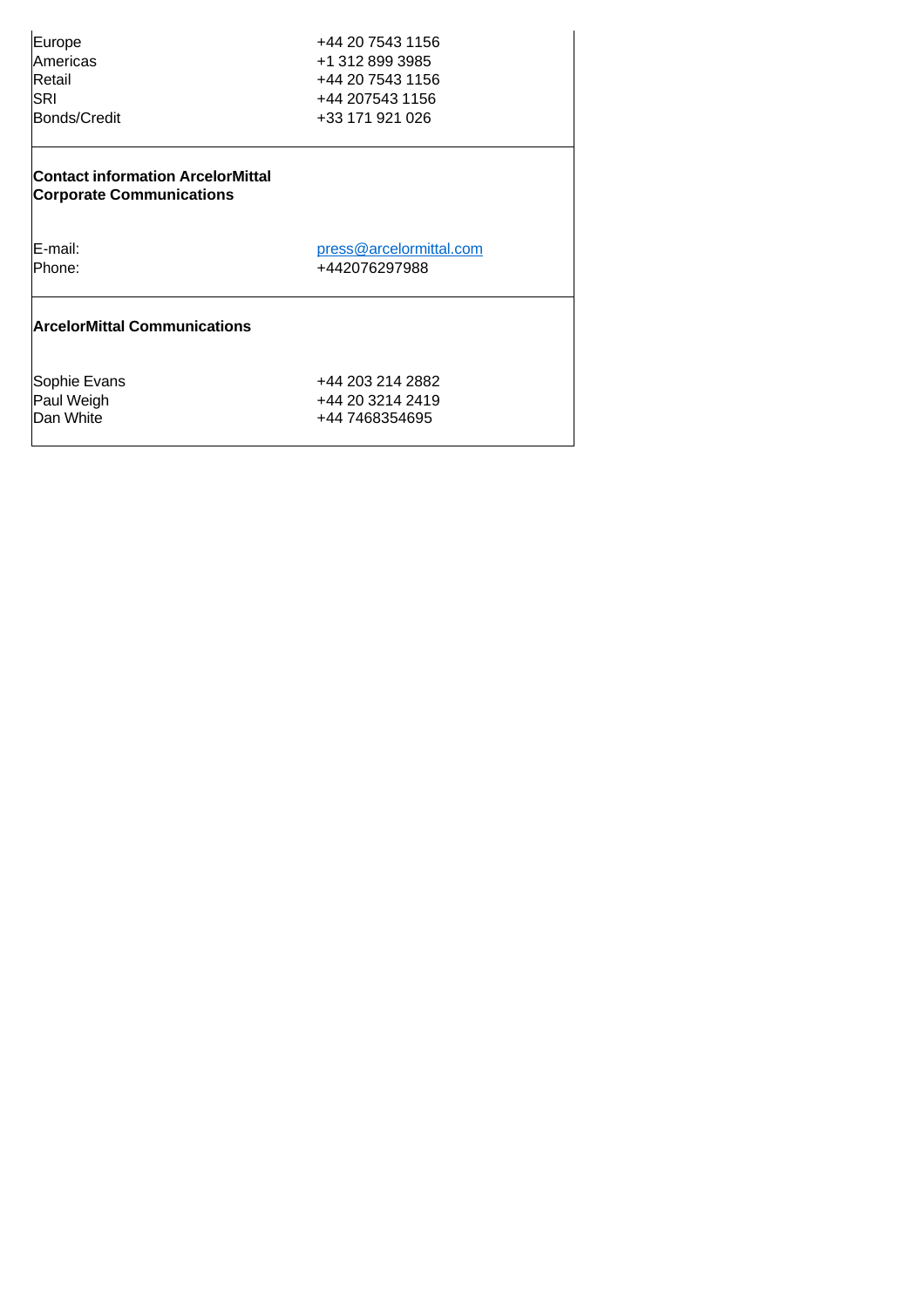| | |
|---|---|
| Europe | +44 20 7543 1156 |
| Americas | +1 312 899 3985 |
| Retail | +44 20 7543 1156 |
| SRI | +44 207543 1156 |
| Bonds/Credit | +33 171 921 026 |

**Contact information ArcelorMittal Corporate Communications**

| | |
|---|---|
| E-mail: | press@arcelormittal.com |
| Phone: | +442076297988 |

**ArcelorMittal Communications**

| | |
|---|---|
| Sophie Evans | +44 203 214 2882 |
| Paul Weigh | +44 20 3214 2419 |
| Dan White | +44 7468354695 |